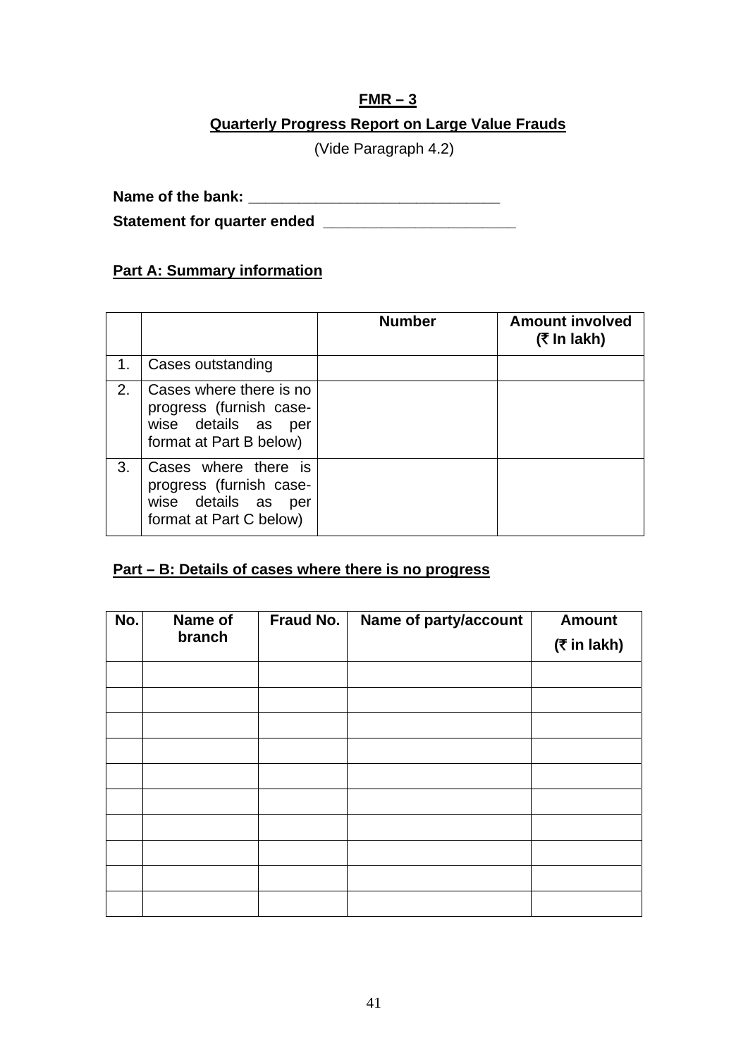# FMR – 3

## Quarterly Progress Report on Large Value Frauds

(Vide Paragraph 4.2)

**Name of the bank:** ______________________________

**Statement for quarter ended** ______________________

### Part A: Summary information

| | | **Number** | **Amount involved (₹ In lakh)** |
|---|---|---|---|
| 1. | Cases outstanding | | |
| 2. | Cases where there is no progress (furnish case-wise details as per format at Part B below) | | |
| 3. | Cases where there is progress (furnish case-wise details as per format at Part C below) | | |

### Part – B: Details of cases where there is no progress

| **No.** | **Name of branch** | **Fraud No.** | **Name of party/account** | **Amount (₹ in lakh)** |
|---|---|---|---|---|
| | | | | |
| | | | | |
| | | | | |
| | | | | |
| | | | | |
| | | | | |
| | | | | |
| | | | | |
| | | | | |
| | | | | |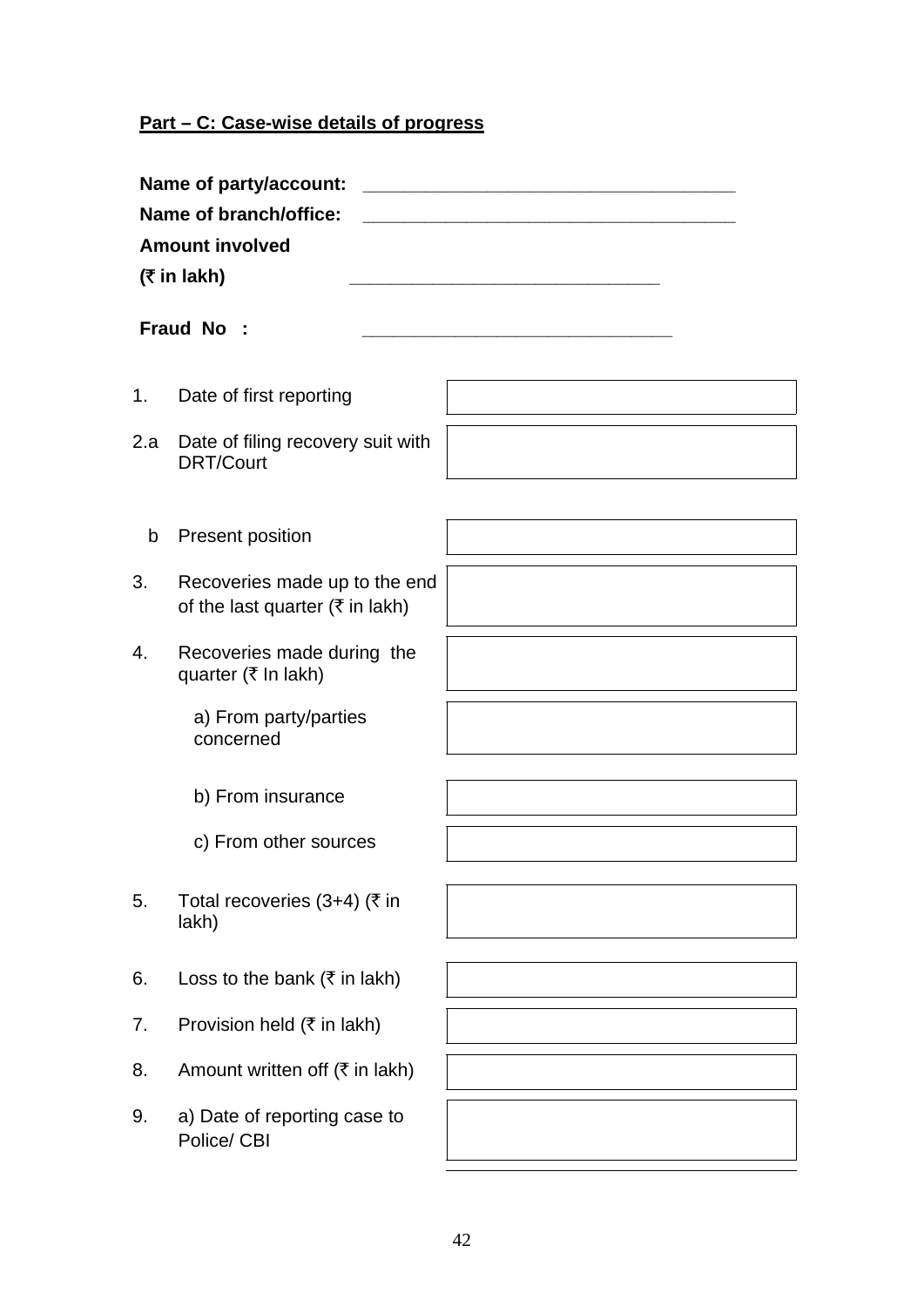**Part – C: Case-wise details of progress**

**Name of party/account:** ____________________________________

**Name of branch/office:** ____________________________________

**Amount involved**

**(₹ in lakh)** ______________________________

**Fraud No :** ______________________________

| | | |
|---|---|---|
| 1. | Date of first reporting | |
| 2.a | Date of filing recovery suit with DRT/Court | |
| b | Present position | |
| 3. | Recoveries made up to the end of the last quarter (₹ in lakh) | |
| 4. | Recoveries made during the quarter (₹ In lakh) | |
| | a) From party/parties concerned | |
| | b) From insurance | |
| | c) From other sources | |
| 5. | Total recoveries (3+4) (₹ in lakh) | |
| 6. | Loss to the bank (₹ in lakh) | |
| 7. | Provision held (₹ in lakh) | |
| 8. | Amount written off (₹ in lakh) | |
| 9. | a) Date of reporting case to Police/ CBI | |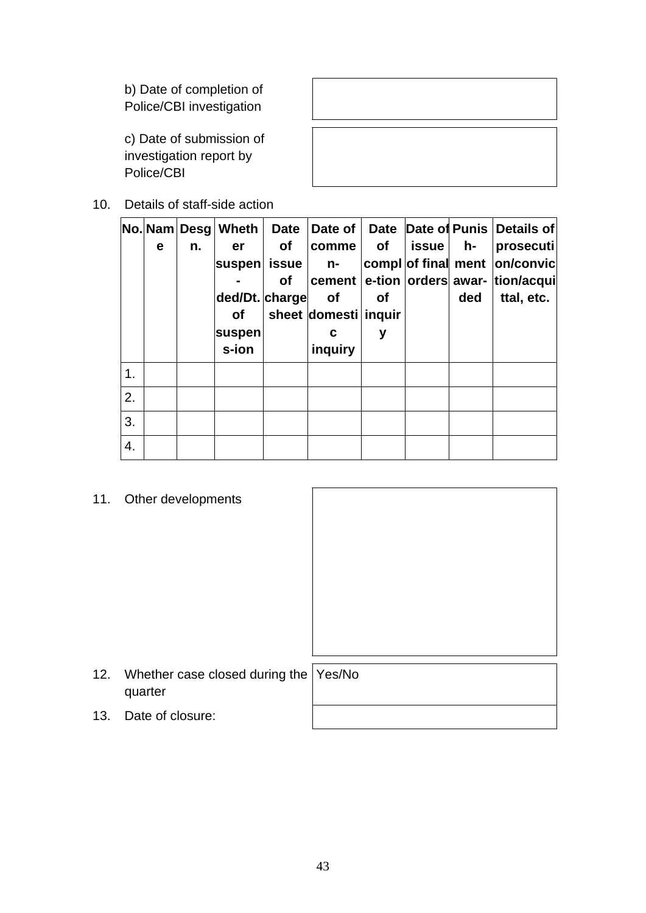b) Date of completion of Police/CBI investigation

| |
|---|
| |

c) Date of submission of investigation report by Police/CBI

| |
|---|
| |

10. Details of staff-side action

| No. | Name | Desgn. | Whether suspended/Dt. of suspension | Date of issue of charge sheet | Date of commencement of domestic inquiry | Date of completion of inquiry | Date of issue of final orders | Punishment awarded | Details of prosecution/conviction/acquittal, etc. |
|---|---|---|---|---|---|---|---|---|---|
| 1. | | | | | | | | | |
| 2. | | | | | | | | | |
| 3. | | | | | | | | | |
| 4. | | | | | | | | | |

11. Other developments

| |
|---|
| |

| | |
|---|---|
| 12. Whether case closed during the quarter | Yes/No |
| 13. Date of closure: | |